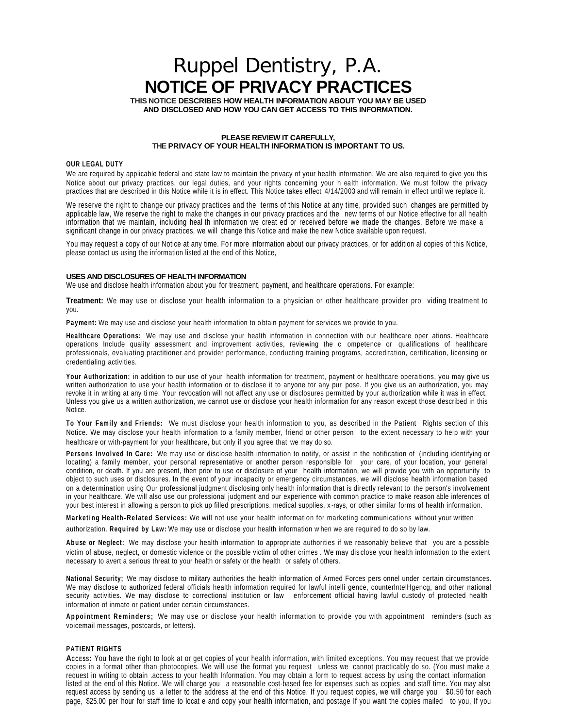# Ruppel Dentistry, P.A.

# NOTICE OF PRIVACY PRACTICES

**THIS NOTICE DESCRIBES HOW HEALTH INFORMATION ABOUT YOU MAY BE USED AND DISCLOSED AND HOW YOU CAN GET ACCESS TO THIS INFORMATION.**

**PLEASE REVIEW IT CAREFULLY,
THE PRIVACY OF YOUR HEALTH INFORMATION IS IMPORTANT TO US.**

**OUR LEGAL DUTY**

We are required by applicable federal and state law to maintain the privacy of your health information. We are also required to give you this Notice about our privacy practices, our legal duties, and your rights concerning your h ealth information. We must follow the privacy practices that are described in this Notice while it is in effect. This Notice takes effect 4/14/2003 and will remain in effect until we replace it.

We reserve the right to change our privacy practices and the terms of this Notice at any time, provided such changes are permitted by applicable law, We reserve the right to make the changes in our privacy practices and the new terms of our Notice effective for all health information that we maintain, including heal th information we creat ed or received before we made the changes. Before we make a significant change in our privacy practices, we will change this Notice and make the new Notice available upon request.

You may request a copy of our Notice at any time. For more information about our privacy practices, or for addition al copies of this Notice, please contact us using the information listed at the end of this Notice,

**USES AND DISCLOSURES OF HEALTH INFORMATION**

We use and disclose health information about you for treatment, payment, and healthcare operations. For example:

**Treatment:** We may use or disclose your health information to a physician or other healthcare provider pro viding treatment to you.

**Payment:** We may use and disclose your health information to obtain payment for services we provide to you.

**Healthcare Operations:** We may use and disclose your health information in connection with our healthcare oper ations. Healthcare operations Include quality assessment and improvement activities, reviewing the c ompetence or qualifications of healthcare professionals, evaluating practitioner and provider performance, conducting training programs, accreditation, certification, licensing or credentialing activities.

**Your Authorization:** in addition to our use of your health information for treatment, payment or healthcare opera tions, you may give us written authorization to use your health information or to disclose it to anyone tor any pur pose. If you give us an authorization, you may revoke it in writing at any ti me. Your revocation will not affect any use or disclosures permitted by your authorization while it was in effect, Unless you give us a written authorization, we cannot use or disclose your health information for any reason except those described in this Notice.

**To Your Family and Friends:** We must disclose your health information to you, as described in the Patient Rights section of this Notice. We may disclose your health information to a family member, friend or other person to the extent necessary to help with your healthcare or with-payment for your healthcare, but only if you agree that we may do so.

**Persons Involved In Care:** We may use or disclose health information to notify, or assist in the notification of (including identifying or locating) a family member, your personal representative or another person responsible for your care, of your location, your general condition, or death. If you are present, then prior to use or disclosure of your health information, we will provide you with an opportunity to object to such uses or disclosures. In the event of your incapacity or emergency circumstances, we will disclose health information based on a determination using Our professional judgment disclosing only health information that is directly relevant to the person's involvement in your healthcare. We will also use our professional judgment and our experience with common practice to make reason able inferences of your best interest in allowing a person to pick up filled prescriptions, medical supplies, x-rays, or other similar forms of health information.

**Marketing Health-Related Services:** We will not use your health information for marketing communications without your written authorization. **Required by Law:** We may use or disclose your health information w hen we are required to do so by law.

**Abuse or Neglect:** We may disclose your health information to appropriate authorities if we reasonably believe that you are a possible victim of abuse, neglect, or domestic violence or the possible victim of other crimes . We may dis close your health information to the extent necessary to avert a serious threat to your health or safety or the health or safety of others.

**National Security;** We may disclose to military authorities the health information of Armed Forces pers onnel under certain circumstances. We may disclose to authorized federal officials health information required for lawful intelli gence, counterIntelHgencg, and other national security activities. We may disclose to correctional institution or law enforcement official having lawful custody of protected health information of inmate or patient under certain circumstances.

**Appointment Reminders;** We may use or disclose your health information to provide you with appointment reminders (such as voicemail messages, postcards, or letters).

**PATIENT RIGHTS**

**Access:** You have the right to look at or get copies of your health information, with limited exceptions. You may request that we provide copies in a format other than photocopies. We will use the format you request unless we cannot practicably do so. (You must make a request in writing to obtain .access to your health Information. You may obtain a form to request access by using the contact information listed at the end of this Notice. We will charge you a reasonabl e cost-based fee for expenses such as copies and staff time. You may also request access by sending us a letter to the address at the end of this Notice. If you request copies, we will charge you $0.50 for each page, $25.00 per hour for staff time to locat e and copy your health information, and postage If you want the copies mailed to you, If you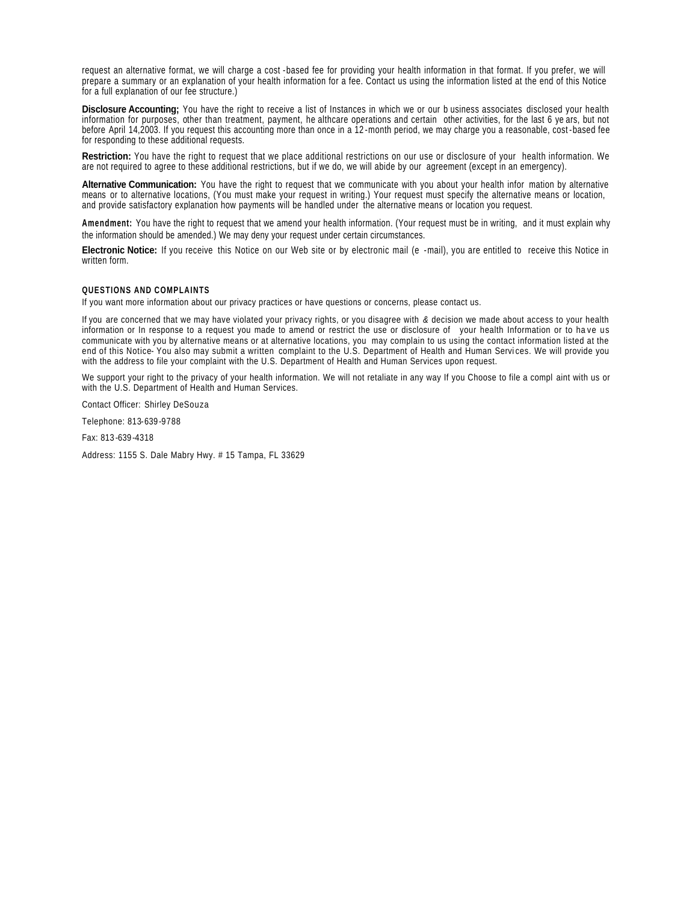request an alternative format, we will charge a cost-based fee for providing your health information in that format. If you prefer, we will prepare a summary or an explanation of your health information for a fee. Contact us using the information listed at the end of this Notice for a full explanation of our fee structure.)

**Disclosure Accounting;** You have the right to receive a list of Instances in which we or our business associates disclosed your health information for purposes, other than treatment, payment, healthcare operations and certain other activities, for the last 6 years, but not before April 14,2003. If you request this accounting more than once in a 12-month period, we may charge you a reasonable, cost-based fee for responding to these additional requests.

**Restriction:** You have the right to request that we place additional restrictions on our use or disclosure of your health information. We are not required to agree to these additional restrictions, but if we do, we will abide by our agreement (except in an emergency).

**Alternative Communication:** You have the right to request that we communicate with you about your health information by alternative means or to alternative locations, (You must make your request in writing.) Your request must specify the alternative means or location, and provide satisfactory explanation how payments will be handled under the alternative means or location you request.

**Amendment:** You have the right to request that we amend your health information. (Your request must be in writing, and it must explain why the information should be amended.) We may deny your request under certain circumstances.

**Electronic Notice:** If you receive this Notice on our Web site or by electronic mail (e-mail), you are entitled to receive this Notice in written form.

**QUESTIONS AND COMPLAINTS**

If you want more information about our privacy practices or have questions or concerns, please contact us.

If you are concerned that we may have violated your privacy rights, or you disagree with & decision we made about access to your health information or In response to a request you made to amend or restrict the use or disclosure of your health Information or to have us communicate with you by alternative means or at alternative locations, you may complain to us using the contact information listed at the end of this Notice- You also may submit a written complaint to the U.S. Department of Health and Human Services. We will provide you with the address to file your complaint with the U.S. Department of Health and Human Services upon request.

We support your right to the privacy of your health information. We will not retaliate in any way If you Choose to file a complaint with us or with the U.S. Department of Health and Human Services.

Contact Officer: Shirley DeSouza

Telephone: 813-639-9788

Fax: 813-639-4318

Address: 1155 S. Dale Mabry Hwy. # 15 Tampa, FL 33629